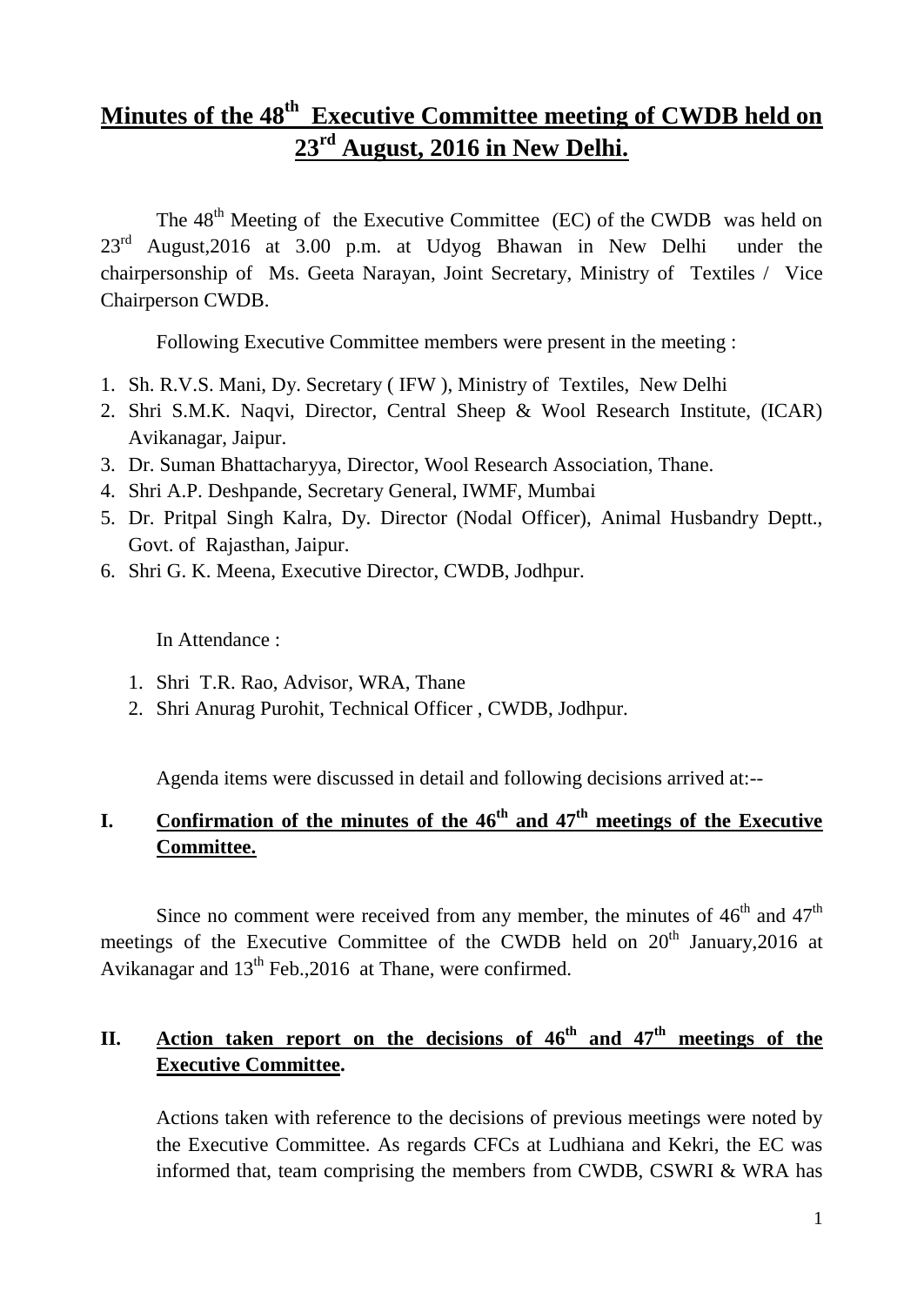# Minutes of the 48th Executive Committee meeting of CWDB held on 23rd August, 2016 in New Delhi.

The 48th Meeting of the Executive Committee (EC) of the CWDB was held on 23rd August,2016 at 3.00 p.m. at Udyog Bhawan in New Delhi under the chairpersonship of Ms. Geeta Narayan, Joint Secretary, Ministry of Textiles / Vice Chairperson CWDB.

Following Executive Committee members were present in the meeting :

1. Sh. R.V.S. Mani, Dy. Secretary ( IFW ), Ministry of Textiles, New Delhi
2. Shri S.M.K. Naqvi, Director, Central Sheep & Wool Research Institute, (ICAR) Avikanagar, Jaipur.
3. Dr. Suman Bhattacharyya, Director, Wool Research Association, Thane.
4. Shri A.P. Deshpande, Secretary General, IWMF, Mumbai
5. Dr. Pritpal Singh Kalra, Dy. Director (Nodal Officer), Animal Husbandry Deptt., Govt. of Rajasthan, Jaipur.
6. Shri G. K. Meena, Executive Director, CWDB, Jodhpur.

In Attendance :

1. Shri T.R. Rao, Advisor, WRA, Thane
2. Shri Anurag Purohit, Technical Officer , CWDB, Jodhpur.

Agenda items were discussed in detail and following decisions arrived at:--

## I. Confirmation of the minutes of the 46th and 47th meetings of the Executive Committee.

Since no comment were received from any member, the minutes of 46th and 47th meetings of the Executive Committee of the CWDB held on 20th January,2016 at Avikanagar and 13th Feb.,2016 at Thane, were confirmed.

## II. Action taken report on the decisions of 46th and 47th meetings of the Executive Committee.

Actions taken with reference to the decisions of previous meetings were noted by the Executive Committee. As regards CFCs at Ludhiana and Kekri, the EC was informed that, team comprising the members from CWDB, CSWRI & WRA has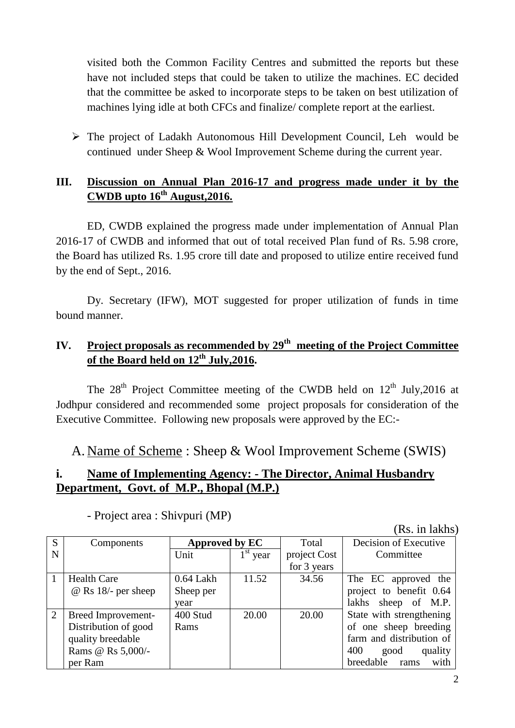visited both the Common Facility Centres and submitted the reports but these have not included steps that could be taken to utilize the machines. EC decided that the committee be asked to incorporate steps to be taken on best utilization of machines lying idle at both CFCs and finalize/ complete report at the earliest.

- The project of Ladakh Autonomous Hill Development Council, Leh would be continued under Sheep & Wool Improvement Scheme during the current year.

## III. Discussion on Annual Plan 2016-17 and progress made under it by the CWDB upto 16th August,2016.

ED, CWDB explained the progress made under implementation of Annual Plan 2016-17 of CWDB and informed that out of total received Plan fund of Rs. 5.98 crore, the Board has utilized Rs. 1.95 crore till date and proposed to utilize entire received fund by the end of Sept., 2016.

Dy. Secretary (IFW), MOT suggested for proper utilization of funds in time bound manner.

## IV. Project proposals as recommended by 29th meeting of the Project Committee of the Board held on 12th July,2016.

The 28th Project Committee meeting of the CWDB held on 12th July,2016 at Jodhpur considered and recommended some project proposals for consideration of the Executive Committee. Following new proposals were approved by the EC:-

### A. Name of Scheme : Sheep & Wool Improvement Scheme (SWIS)

### i. Name of Implementing Agency: - The Director, Animal Husbandry Department, Govt. of M.P., Bhopal (M.P.)

- Project area : Shivpuri (MP)

(Rs. in lakhs)

| SN | Components | Approved by EC | | Total project Cost for 3 years | Decision of Executive Committee |
|---|---|---|---|---|---|
| | | Unit | 1st year | | |
| 1 | Health Care @ Rs 18/- per sheep | 0.64 Lakh Sheep per year | 11.52 | 34.56 | The EC approved the project to benefit 0.64 lakhs sheep of M.P. State with strengthening of one sheep breeding farm and distribution of 400 good quality breedable rams with |
| 2 | Breed Improvement- Distribution of good quality breedable Rams @ Rs 5,000/- per Ram | 400 Stud Rams | 20.00 | 20.00 | |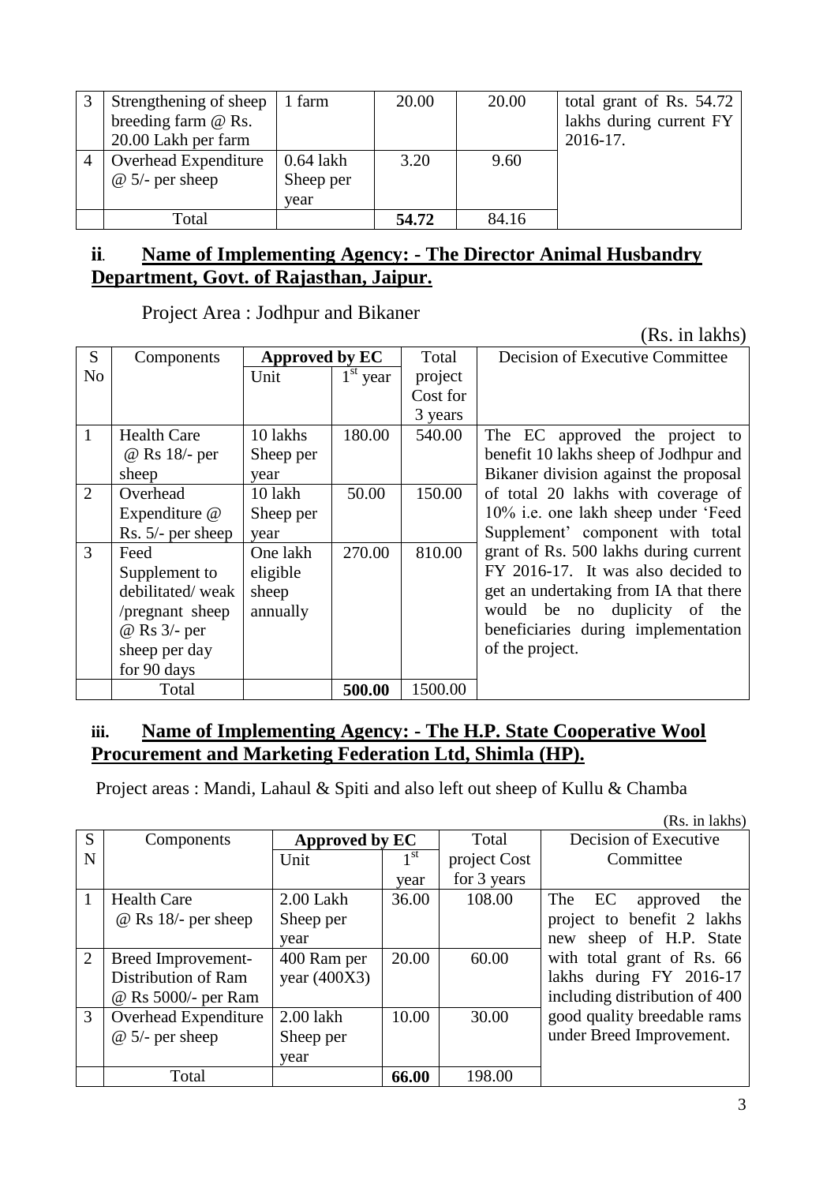| 3 | Strengthening of sheep breeding farm @ Rs. 20.00 Lakh per farm | 1 farm | 20.00 | 20.00 | total grant of Rs. 54.72 lakhs during current FY 2016-17. |
|---|---|---|---|---|---|
| 4 | Overhead Expenditure @ 5/- per sheep | 0.64 lakh Sheep per year | 3.20 | 9.60 | |
| | Total | | **54.72** | 84.16 | |

## ii. Name of Implementing Agency: - The Director Animal Husbandry Department, Govt. of Rajasthan, Jaipur.

Project Area : Jodhpur and Bikaner

(Rs. in lakhs)

| S No | Components | Approved by EC | | Total project Cost for 3 years | Decision of Executive Committee |
|---|---|---|---|---|---|
| | | Unit | $1^{st}$ year | | |
| 1 | Health Care @ Rs 18/- per sheep | 10 lakhs Sheep per year | 180.00 | 540.00 | The EC approved the project to benefit 10 lakhs sheep of Jodhpur and Bikaner division against the proposal of total 20 lakhs with coverage of 10% i.e. one lakh sheep under 'Feed Supplement' component with total grant of Rs. 500 lakhs during current FY 2016-17. It was also decided to get an undertaking from IA that there would be no duplicity of the beneficiaries during implementation of the project. |
| 2 | Overhead Expenditure @ Rs. 5/- per sheep | 10 lakh Sheep per year | 50.00 | 150.00 | |
| 3 | Feed Supplement to debilitated/ weak /pregnant sheep @ Rs 3/- per sheep per day for 90 days | One lakh eligible sheep annually | 270.00 | 810.00 | |
| | Total | | **500.00** | 1500.00 | |

## iii. Name of Implementing Agency: - The H.P. State Cooperative Wool Procurement and Marketing Federation Ltd, Shimla (HP).

Project areas : Mandi, Lahaul & Spiti and also left out sheep of Kullu & Chamba

(Rs. in lakhs)

| S N | Components | Approved by EC | | Total project Cost for 3 years | Decision of Executive Committee |
|---|---|---|---|---|---|
| | | Unit | $1^{st}$ year | | |
| 1 | Health Care @ Rs 18/- per sheep | 2.00 Lakh Sheep per year | 36.00 | 108.00 | The EC approved the project to benefit 2 lakhs new sheep of H.P. State with total grant of Rs. 66 lakhs during FY 2016-17 including distribution of 400 good quality breedable rams under Breed Improvement. |
| 2 | Breed Improvement- Distribution of Ram @ Rs 5000/- per Ram | 400 Ram per year (400X3) | 20.00 | 60.00 | |
| 3 | Overhead Expenditure @ 5/- per sheep | 2.00 lakh Sheep per year | 10.00 | 30.00 | |
| | Total | | **66.00** | 198.00 | |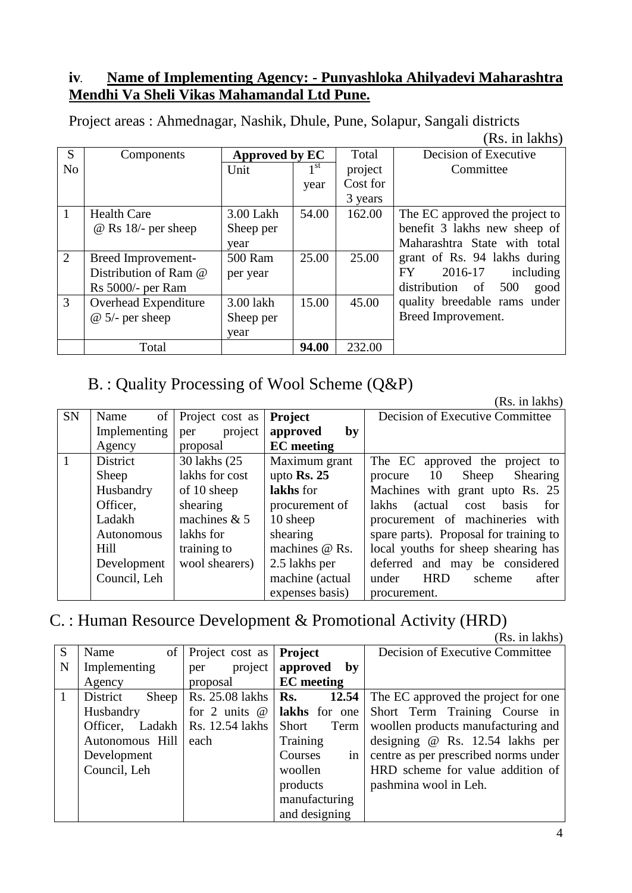**iv**. **Name of Implementing Agency: - Punyashloka Ahilyadevi Maharashtra Mendhi Va Sheli Vikas Mahamandal Ltd Pune.**

Project areas : Ahmednagar, Nashik, Dhule, Pune, Solapur, Sangali districts

(Rs. in lakhs)

| S No | Components | Approved by EC | | Total project Cost for 3 years | Decision of Executive Committee |
|---|---|---|---|---|---|
| | | Unit | 1st year | | |
| 1 | Health Care @ Rs 18/- per sheep | 3.00 Lakh Sheep per year | 54.00 | 162.00 | The EC approved the project to benefit 3 lakhs new sheep of Maharashtra State with total grant of Rs. 94 lakhs during FY 2016-17 including distribution of 500 good quality breedable rams under Breed Improvement. |
| 2 | Breed Improvement- Distribution of Ram @ Rs 5000/- per Ram | 500 Ram per year | 25.00 | 25.00 | |
| 3 | Overhead Expenditure @ 5/- per sheep | 3.00 lakh Sheep per year | 15.00 | 45.00 | |
| | Total | | **94.00** | 232.00 | |

## B. : Quality Processing of Wool Scheme (Q&P)

(Rs. in lakhs)

| SN | Name of Implementing Agency | Project cost as per project proposal | **Project approved by EC meeting** | Decision of Executive Committee |
|---|---|---|---|---|
| 1 | District Sheep Husbandry Officer, Ladakh Autonomous Hill Development Council, Leh | 30 lakhs (25 lakhs for cost of 10 sheep shearing machines & 5 lakhs for training to wool shearers) | Maximum grant upto **Rs. 25 lakhs** for procurement of 10 sheep shearing machines @ Rs. 2.5 lakhs per machine (actual expenses basis) | The EC approved the project to procure 10 Sheep Shearing Machines with grant upto Rs. 25 lakhs (actual cost basis for procurement of machineries with spare parts). Proposal for training to local youths for sheep shearing has deferred and may be considered under HRD scheme after procurement. |

## C. : Human Resource Development & Promotional Activity (HRD)

(Rs. in lakhs)

| SN | Name of Implementing Agency | Project cost as per project proposal | **Project approved by EC meeting** | Decision of Executive Committee |
|---|---|---|---|---|
| 1 | District Sheep Husbandry Officer, Ladakh Autonomous Hill Development Council, Leh | Rs. 25.08 lakhs for 2 units @ Rs. 12.54 lakhs each | **Rs. 12.54 lakhs** for one Short Term Training Courses in woollen products manufacturing and designing | The EC approved the project for one Short Term Training Course in woollen products manufacturing and designing @ Rs. 12.54 lakhs per centre as per prescribed norms under HRD scheme for value addition of pashmina wool in Leh. |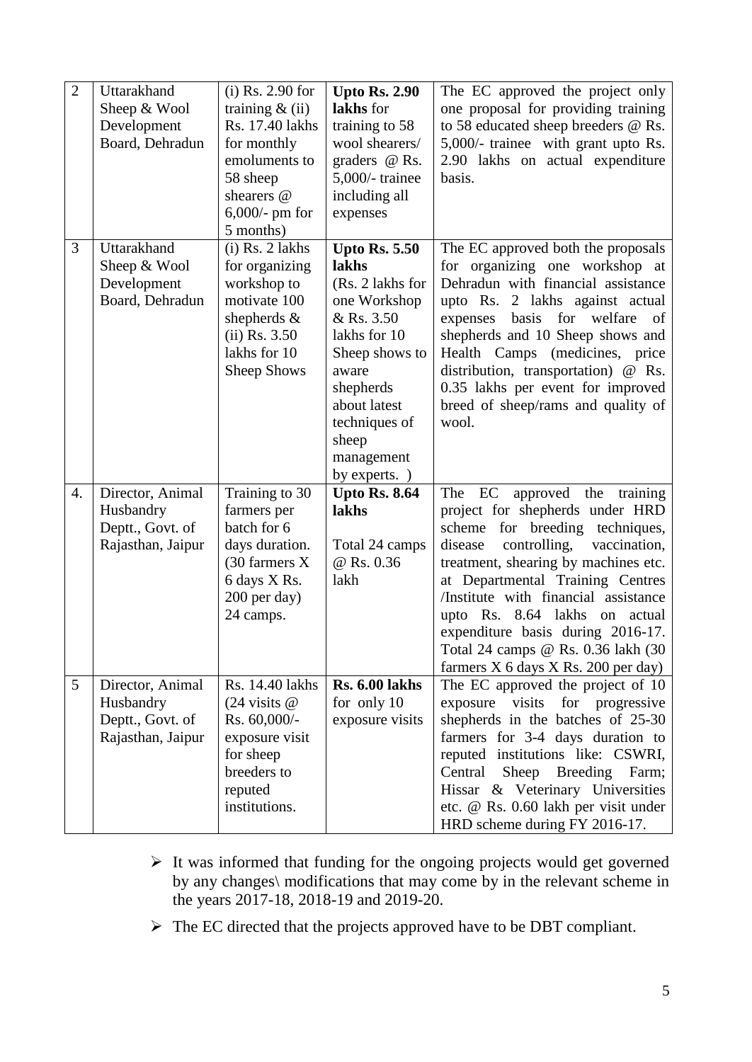| 2 | Uttarakhand Sheep & Wool Development Board, Dehradun | (i) Rs. 2.90 for training & (ii) Rs. 17.40 lakhs for monthly emoluments to 58 sheep shearers @ 6,000/- pm for 5 months) | **Upto Rs. 2.90 lakhs** for training to 58 wool shearers/ graders @ Rs. 5,000/- trainee including all expenses | The EC approved the project only one proposal for providing training to 58 educated sheep breeders @ Rs. 5,000/- trainee with grant upto Rs. 2.90 lakhs on actual expenditure basis. |
|---|---|---|---|---|
| 3 | Uttarakhand Sheep & Wool Development Board, Dehradun | (i) Rs. 2 lakhs for organizing workshop to motivate 100 shepherds & (ii) Rs. 3.50 lakhs for 10 Sheep Shows | **Upto Rs. 5.50 lakhs** (Rs. 2 lakhs for one Workshop & Rs. 3.50 lakhs for 10 Sheep shows to aware shepherds about latest techniques of sheep management by experts. ) | The EC approved both the proposals for organizing one workshop at Dehradun with financial assistance upto Rs. 2 lakhs against actual expenses basis for welfare of shepherds and 10 Sheep shows and Health Camps (medicines, price distribution, transportation) @ Rs. 0.35 lakhs per event for improved breed of sheep/rams and quality of wool. |
| 4. | Director, Animal Husbandry Deptt., Govt. of Rajasthan, Jaipur | Training to 30 farmers per batch for 6 days duration. (30 farmers X 6 days X Rs. 200 per day) 24 camps. | **Upto Rs. 8.64 lakhs**<br><br>Total 24 camps @ Rs. 0.36 lakh | The EC approved the training project for shepherds under HRD scheme for breeding techniques, disease controlling, vaccination, treatment, shearing by machines etc. at Departmental Training Centres /Institute with financial assistance upto Rs. 8.64 lakhs on actual expenditure basis during 2016-17. Total 24 camps @ Rs. 0.36 lakh (30 farmers X 6 days X Rs. 200 per day) |
| 5 | Director, Animal Husbandry Deptt., Govt. of Rajasthan, Jaipur | Rs. 14.40 lakhs (24 visits @ Rs. 60,000/- exposure visit for sheep breeders to reputed institutions. | **Rs. 6.00 lakhs** for only 10 exposure visits | The EC approved the project of 10 exposure visits for progressive shepherds in the batches of 25-30 farmers for 3-4 days duration to reputed institutions like: CSWRI, Central Sheep Breeding Farm; Hissar & Veterinary Universities etc. @ Rs. 0.60 lakh per visit under HRD scheme during FY 2016-17. |

- It was informed that funding for the ongoing projects would get governed by any changes\ modifications that may come by in the relevant scheme in the years 2017-18, 2018-19 and 2019-20.
- The EC directed that the projects approved have to be DBT compliant.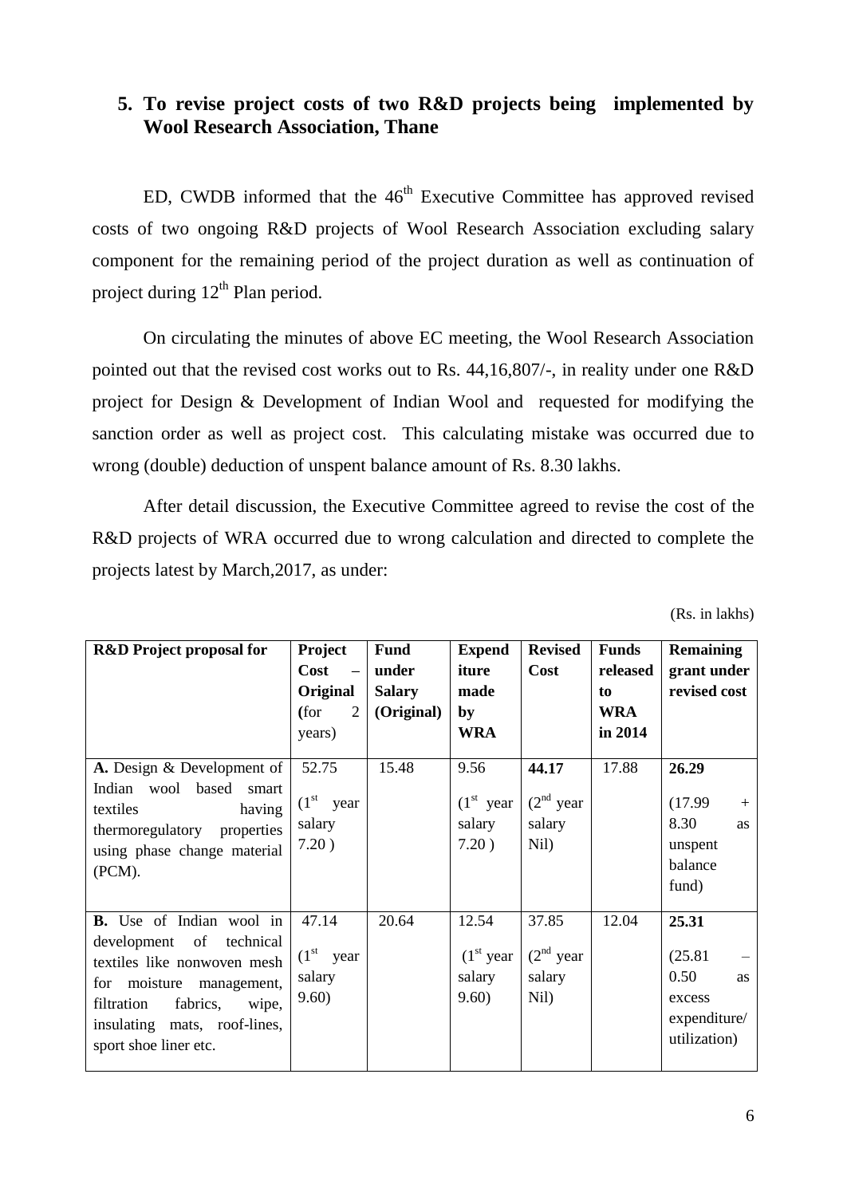## 5. To revise project costs of two R&D projects being implemented by Wool Research Association, Thane

ED, CWDB informed that the 46th Executive Committee has approved revised costs of two ongoing R&D projects of Wool Research Association excluding salary component for the remaining period of the project duration as well as continuation of project during 12th Plan period.

On circulating the minutes of above EC meeting, the Wool Research Association pointed out that the revised cost works out to Rs. 44,16,807/-, in reality under one R&D project for Design & Development of Indian Wool and requested for modifying the sanction order as well as project cost. This calculating mistake was occurred due to wrong (double) deduction of unspent balance amount of Rs. 8.30 lakhs.

After detail discussion, the Executive Committee agreed to revise the cost of the R&D projects of WRA occurred due to wrong calculation and directed to complete the projects latest by March,2017, as under:

(Rs. in lakhs)

| **R&D Project proposal for** | **Project Cost – Original (for 2 years)** | **Fund under Salary (Original)** | **Expenditure made by WRA** | **Revised Cost** | **Funds released to WRA in 2014** | **Remaining grant under revised cost** |
|---|---|---|---|---|---|---|
| **A.** Design & Development of Indian wool based smart textiles having thermoregulatory properties using phase change material (PCM). | 52.75 (1st year salary 7.20 ) | 15.48 | 9.56 (1st year salary 7.20 ) | **44.17** (2nd year salary Nil) | 17.88 | **26.29** (17.99 + 8.30 as unspent balance fund) |
| **B.** Use of Indian wool in development of technical textiles like nonwoven mesh for moisture management, filtration fabrics, wipe, insulating mats, roof-lines, sport shoe liner etc. | 47.14 (1st year salary 9.60) | 20.64 | 12.54 (1st year salary 9.60) | 37.85 (2nd year salary Nil) | 12.04 | **25.31** (25.81 – 0.50 as excess expenditure/ utilization) |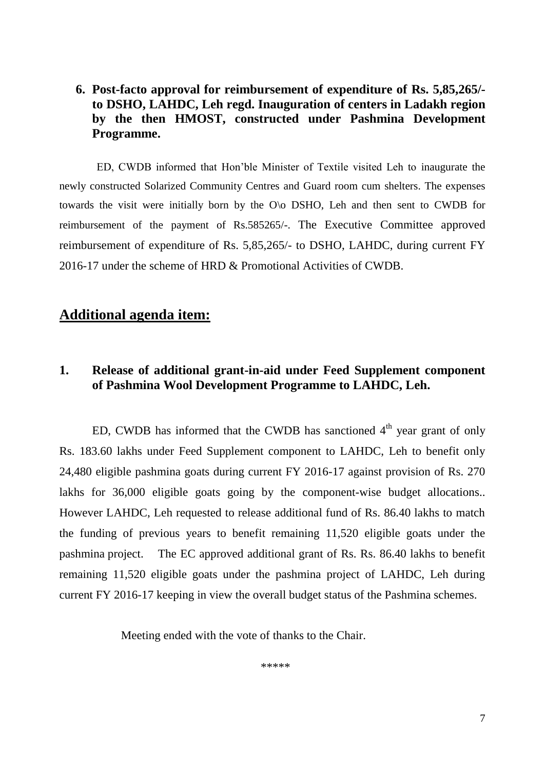**6. Post-facto approval for reimbursement of expenditure of Rs. 5,85,265/- to DSHO, LAHDC, Leh regd. Inauguration of centers in Ladakh region by the then HMOST, constructed under Pashmina Development Programme.**

ED, CWDB informed that Hon'ble Minister of Textile visited Leh to inaugurate the newly constructed Solarized Community Centres and Guard room cum shelters. The expenses towards the visit were initially born by the O\o DSHO, Leh and then sent to CWDB for reimbursement of the payment of Rs.585265/-. The Executive Committee approved reimbursement of expenditure of Rs. 5,85,265/- to DSHO, LAHDC, during current FY 2016-17 under the scheme of HRD & Promotional Activities of CWDB.

## <u>Additional agenda item:</u>

**1. Release of additional grant-in-aid under Feed Supplement component of Pashmina Wool Development Programme to LAHDC, Leh.**

ED, CWDB has informed that the CWDB has sanctioned 4th year grant of only Rs. 183.60 lakhs under Feed Supplement component to LAHDC, Leh to benefit only 24,480 eligible pashmina goats during current FY 2016-17 against provision of Rs. 270 lakhs for 36,000 eligible goats going by the component-wise budget allocations.. However LAHDC, Leh requested to release additional fund of Rs. 86.40 lakhs to match the funding of previous years to benefit remaining 11,520 eligible goats under the pashmina project. The EC approved additional grant of Rs. Rs. 86.40 lakhs to benefit remaining 11,520 eligible goats under the pashmina project of LAHDC, Leh during current FY 2016-17 keeping in view the overall budget status of the Pashmina schemes.

Meeting ended with the vote of thanks to the Chair.

*****